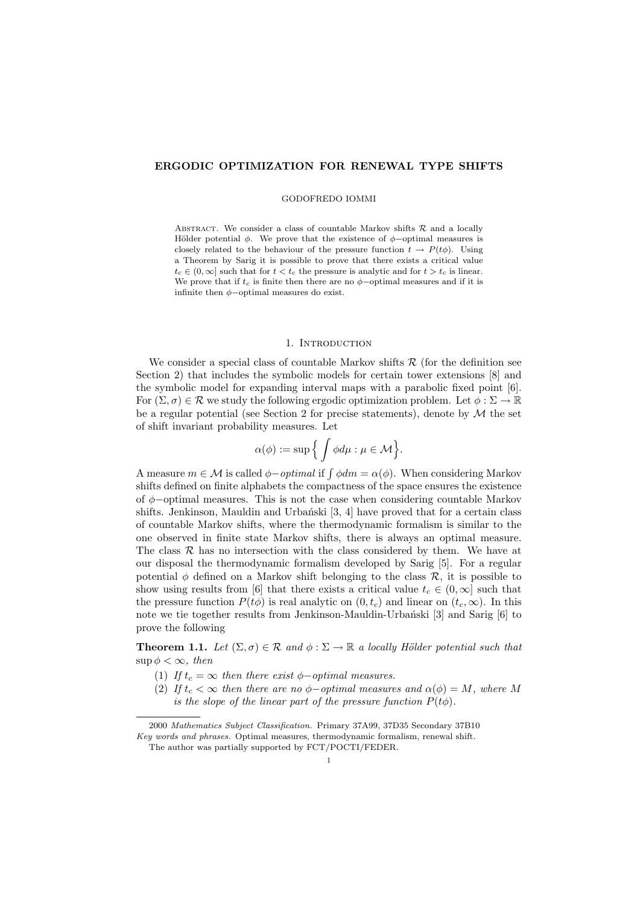# ERGODIC OPTIMIZATION FOR RENEWAL TYPE SHIFTS

GODOFREDO IOMMI

Abstract. We consider a class of countable Markov shifts $\mathcal{R}$ and a locally Hölder potential $\phi$. We prove that the existence of $\phi-$optimal measures is closely related to the behaviour of the pressure function $t \to P(t\phi)$. Using a Theorem by Sarig it is possible to prove that there exists a critical value $t_c \in (0, \infty]$ such that for $t < t_c$ the pressure is analytic and for $t > t_c$ is linear. We prove that if $t_c$ is finite then there are no $\phi-$optimal measures and if it is infinite then $\phi-$optimal measures do exist.

## 1. Introduction

We consider a special class of countable Markov shifts $\mathcal{R}$ (for the definition see Section 2) that includes the symbolic models for certain tower extensions [8] and the symbolic model for expanding interval maps with a parabolic fixed point [6]. For $(\Sigma, \sigma) \in \mathcal{R}$ we study the following ergodic optimization problem. Let $\phi : \Sigma \to \mathbb{R}$ be a regular potential (see Section 2 for precise statements), denote by $\mathcal{M}$ the set of shift invariant probability measures. Let

$$\alpha(\phi) := \sup \Big\{ \int \phi d\mu : \mu \in \mathcal{M} \Big\}.$$

A measure $m \in \mathcal{M}$ is called $\phi-$*optimal* if $\int \phi dm = \alpha(\phi)$. When considering Markov shifts defined on finite alphabets the compactness of the space ensures the existence of $\phi-$optimal measures. This is not the case when considering countable Markov shifts. Jenkinson, Mauldin and Urbański [3, 4] have proved that for a certain class of countable Markov shifts, where the thermodynamic formalism is similar to the one observed in finite state Markov shifts, there is always an optimal measure. The class $\mathcal{R}$ has no intersection with the class considered by them. We have at our disposal the thermodynamic formalism developed by Sarig [5]. For a regular potential $\phi$ defined on a Markov shift belonging to the class $\mathcal{R}$, it is possible to show using results from [6] that there exists a critical value $t_c \in (0, \infty]$ such that the pressure function $P(t\phi)$ is real analytic on $(0, t_c)$ and linear on $(t_c, \infty)$. In this note we tie together results from Jenkinson-Mauldin-Urbański [3] and Sarig [6] to prove the following

**Theorem 1.1.** *Let $(\Sigma, \sigma) \in \mathcal{R}$ and $\phi : \Sigma \to \mathbb{R}$ a locally Hölder potential such that $\sup \phi < \infty$, then*

1. *If $t_c = \infty$ then there exist $\phi-$optimal measures.*
2. *If $t_c < \infty$ then there are no $\phi-$optimal measures and $\alpha(\phi) = M$, where $M$ is the slope of the linear part of the pressure function $P(t\phi)$.*

---

2000 *Mathematics Subject Classification.* Primary 37A99, 37D35 Secondary 37B10

*Key words and phrases.* Optimal measures, thermodynamic formalism, renewal shift.

The author was partially supported by FCT/POCTI/FEDER.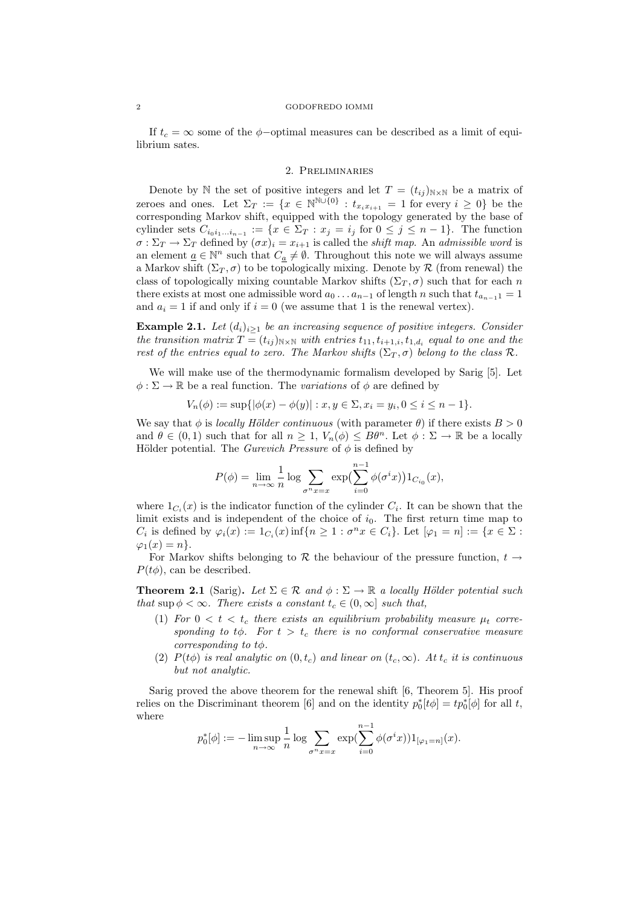If $t_c = \infty$ some of the $\phi-$optimal measures can be described as a limit of equilibrium sates.

## 2. Preliminaries

Denote by $\mathbb{N}$ the set of positive integers and let $T = (t_{ij})_{\mathbb{N}\times\mathbb{N}}$ be a matrix of zeroes and ones. Let $\Sigma_T := \{x \in \mathbb{N}^{\mathbb{N}\cup\{0\}} : t_{x_i x_{i+1}} = 1 \text{ for every } i \geq 0\}$ be the corresponding Markov shift, equipped with the topology generated by the base of cylinder sets $C_{i_0 i_1 \ldots i_{n-1}} := \{x \in \Sigma_T : x_j = i_j \text{ for } 0 \leq j \leq n-1\}$. The function $\sigma : \Sigma_T \to \Sigma_T$ defined by $(\sigma x)_i = x_{i+1}$ is called the *shift map*. An *admissible word* is an element $\underline{a} \in \mathbb{N}^n$ such that $C_{\underline{a}} \neq \emptyset$. Throughout this note we will always assume a Markov shift $(\Sigma_T, \sigma)$ to be topologically mixing. Denote by $\mathcal{R}$ (from renewal) the class of topologically mixing countable Markov shifts $(\Sigma_T, \sigma)$ such that for each $n$ there exists at most one admissible word $a_0 \ldots a_{n-1}$ of length $n$ such that $t_{a_{n-1}1} = 1$ and $a_i = 1$ if and only if $i = 0$ (we assume that 1 is the renewal vertex).

**Example 2.1.** *Let $(d_i)_{i\geq 1}$ be an increasing sequence of positive integers. Consider the transition matrix $T = (t_{ij})_{\mathbb{N}\times\mathbb{N}}$ with entries $t_{11}, t_{i+1,i}, t_{1,d_i}$ equal to one and the rest of the entries equal to zero. The Markov shifts $(\Sigma_T, \sigma)$ belong to the class $\mathcal{R}$.*

We will make use of the thermodynamic formalism developed by Sarig [5]. Let $\phi : \Sigma \to \mathbb{R}$ be a real function. The *variations* of $\phi$ are defined by

$$V_n(\phi) := \sup\{|\phi(x) - \phi(y)| : x, y \in \Sigma, x_i = y_i, 0 \leq i \leq n-1\}.$$

We say that $\phi$ is *locally Hölder continuous* (with parameter $\theta$) if there exists $B > 0$ and $\theta \in (0, 1)$ such that for all $n \geq 1$, $V_n(\phi) \leq B\theta^n$. Let $\phi : \Sigma \to \mathbb{R}$ be a locally Hölder potential. The *Gurevich Pressure* of $\phi$ is defined by

$$P(\phi) = \lim_{n\to\infty} \frac{1}{n} \log \sum_{\sigma^n x = x} \exp\big(\sum_{i=0}^{n-1} \phi(\sigma^i x)\big) 1_{C_{i_0}}(x),$$

where $1_{C_i}(x)$ is the indicator function of the cylinder $C_i$. It can be shown that the limit exists and is independent of the choice of $i_0$. The first return time map to $C_i$ is defined by $\varphi_i(x) := 1_{C_i}(x) \inf\{n \geq 1 : \sigma^n x \in C_i\}$. Let $[\varphi_1 = n] := \{x \in \Sigma : \varphi_1(x) = n\}$.

For Markov shifts belonging to $\mathcal{R}$ the behaviour of the pressure function, $t \to P(t\phi)$, can be described.

**Theorem 2.1** (Sarig)**.** *Let $\Sigma \in \mathcal{R}$ and $\phi : \Sigma \to \mathbb{R}$ a locally Hölder potential such that $\sup \phi < \infty$. There exists a constant $t_c \in (0, \infty]$ such that,*

1. *For $0 < t < t_c$ there exists an equilibrium probability measure $\mu_t$ corresponding to $t\phi$. For $t > t_c$ there is no conformal conservative measure corresponding to $t\phi$.*
2. *$P(t\phi)$ is real analytic on $(0, t_c)$ and linear on $(t_c, \infty)$. At $t_c$ it is continuous but not analytic.*

Sarig proved the above theorem for the renewal shift [6, Theorem 5]. His proof relies on the Discriminant theorem [6] and on the identity $p_0^*[t\phi] = tp_0^*[\phi]$ for all $t$, where

$$p_0^*[\phi] := -\limsup_{n\to\infty} \frac{1}{n} \log \sum_{\sigma^n x = x} \exp\big(\sum_{i=0}^{n-1} \phi(\sigma^i x)\big) 1_{[\varphi_1 = n]}(x).$$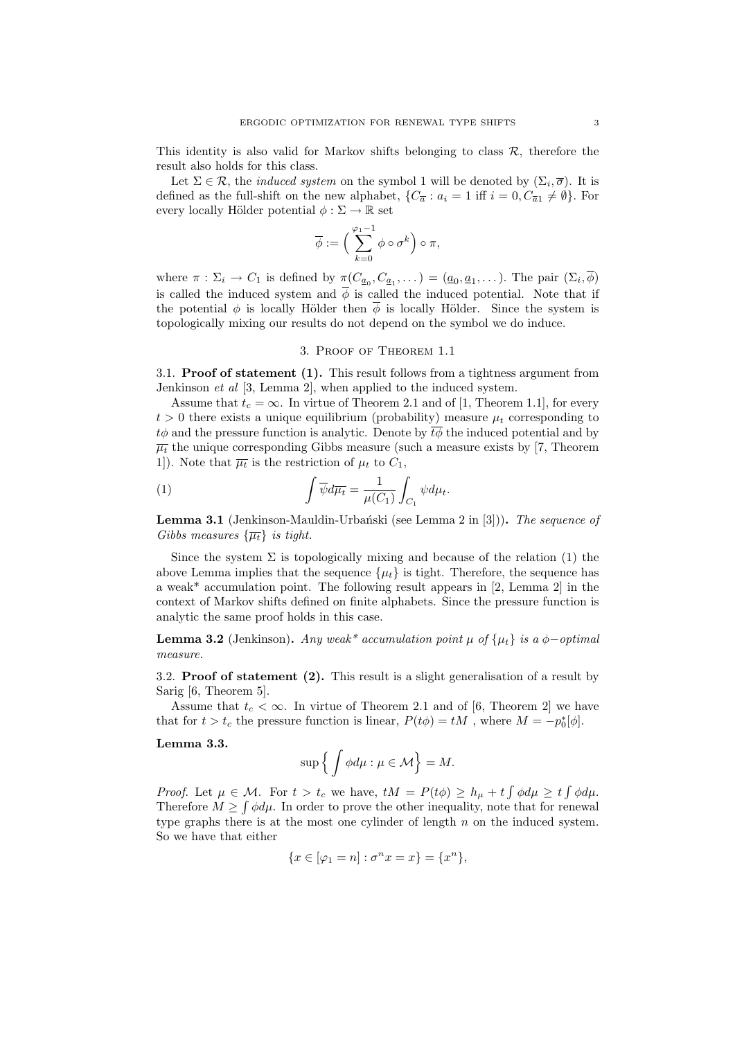This identity is also valid for Markov shifts belonging to class $\mathcal{R}$, therefore the result also holds for this class.

Let $\Sigma \in \mathcal{R}$, the *induced system* on the symbol 1 will be denoted by $(\Sigma_i, \overline{\sigma})$. It is defined as the full-shift on the new alphabet, $\{C_{\overline{a}} : a_i = 1 \text{ iff } i = 0, C_{\overline{a}1} \neq \emptyset\}$. For every locally Hölder potential $\phi : \Sigma \to \mathbb{R}$ set

$$\overline{\phi} := \Big( \sum_{k=0}^{\varphi_1 - 1} \phi \circ \sigma^k \Big) \circ \pi,$$

where $\pi : \Sigma_i \to C_1$ is defined by $\pi(C_{\underline{a}_0}, C_{\underline{a}_1}, \dots) = (\underline{a}_0, \underline{a}_1, \dots)$. The pair $(\Sigma_i, \overline{\phi})$ is called the induced system and $\overline{\phi}$ is called the induced potential. Note that if the potential $\phi$ is locally Hölder then $\overline{\phi}$ is locally Hölder. Since the system is topologically mixing our results do not depend on the symbol we do induce.

## 3. Proof of Theorem 1.1

**3.1. Proof of statement (1).** This result follows from a tightness argument from Jenkinson *et al* [3, Lemma 2], when applied to the induced system.

Assume that $t_c = \infty$. In virtue of Theorem 2.1 and of [1, Theorem 1.1], for every $t > 0$ there exists a unique equilibrium (probability) measure $\mu_t$ corresponding to $t\phi$ and the pressure function is analytic. Denote by $\overline{t\phi}$ the induced potential and by $\overline{\mu_t}$ the unique corresponding Gibbs measure (such a measure exists by [7, Theorem 1]). Note that $\overline{\mu_t}$ is the restriction of $\mu_t$ to $C_1$,

$$\int \overline{\psi} d\overline{\mu_t} = \frac{1}{\mu(C_1)} \int_{C_1} \psi d\mu_t. \tag{1}$$

**Lemma 3.1** (Jenkinson-Mauldin-Urbański (see Lemma 2 in [3]))**.** *The sequence of Gibbs measures $\{\overline{\mu_t}\}$ is tight.*

Since the system $\Sigma$ is topologically mixing and because of the relation (1) the above Lemma implies that the sequence $\{\mu_t\}$ is tight. Therefore, the sequence has a weak* accumulation point. The following result appears in [2, Lemma 2] in the context of Markov shifts defined on finite alphabets. Since the pressure function is analytic the same proof holds in this case.

**Lemma 3.2** (Jenkinson)**.** *Any weak* accumulation point $\mu$ of $\{\mu_t\}$ is a $\phi-$optimal measure.*

**3.2. Proof of statement (2).** This result is a slight generalisation of a result by Sarig [6, Theorem 5].

Assume that $t_c < \infty$. In virtue of Theorem 2.1 and of [6, Theorem 2] we have that for $t > t_c$ the pressure function is linear, $P(t\phi) = tM$ , where $M = -p_0^*[\phi]$.

**Lemma 3.3.**

$$\sup \Big\{ \int \phi d\mu : \mu \in \mathcal{M} \Big\} = M.$$

*Proof.* Let $\mu \in \mathcal{M}$. For $t > t_c$ we have, $tM = P(t\phi) \geq h_\mu + t \int \phi d\mu \geq t \int \phi d\mu$. Therefore $M \geq \int \phi d\mu$. In order to prove the other inequality, note that for renewal type graphs there is at the most one cylinder of length $n$ on the induced system. So we have that either

$$\{x \in [\varphi_1 = n] : \sigma^n x = x\} = \{x^n\},$$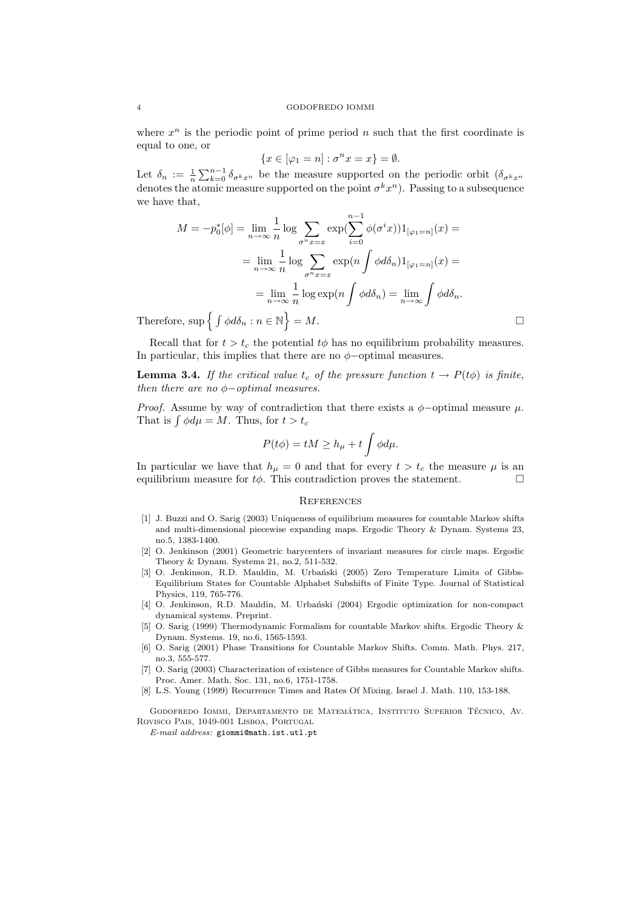where $x^n$ is the periodic point of prime period $n$ such that the first coordinate is equal to one, or

$$\{x \in [\varphi_1 = n] : \sigma^n x = x\} = \emptyset.$$

Let $\delta_n := \frac{1}{n}\sum_{k=0}^{n-1} \delta_{\sigma^k x^n}$ be the measure supported on the periodic orbit ($\delta_{\sigma^k x^n}$ denotes the atomic measure supported on the point $\sigma^k x^n$). Passing to a subsequence we have that,

$$\begin{aligned} M = -p_0^*[\phi] &= \lim_{n\to\infty} \frac{1}{n} \log \sum_{\sigma^n x = x} \exp(\sum_{i=0}^{n-1} \phi(\sigma^i x)) 1_{[\varphi_1 = n]}(x) = \\ &= \lim_{n\to\infty} \frac{1}{n} \log \sum_{\sigma^n x = x} \exp(n \int \phi d\delta_n) 1_{[\varphi_1 = n]}(x) = \\ &= \lim_{n\to\infty} \frac{1}{n} \log \exp(n \int \phi d\delta_n) = \lim_{n\to\infty} \int \phi d\delta_n. \end{aligned}$$

Therefore, $\sup\left\{ \int \phi d\delta_n : n \in \mathbb{N} \right\} = M$. □

Recall that for $t > t_c$ the potential $t\phi$ has no equilibrium probability measures. In particular, this implies that there are no $\phi-$optimal measures.

**Lemma 3.4.** *If the critical value $t_c$ of the pressure function $t \to P(t\phi)$ is finite, then there are no $\phi-$optimal measures.*

*Proof.* Assume by way of contradiction that there exists a $\phi-$optimal measure $\mu$. That is $\int \phi d\mu = M$. Thus, for $t > t_c$

$$P(t\phi) = tM \geq h_\mu + t \int \phi d\mu.$$

In particular we have that $h_\mu = 0$ and that for every $t > t_c$ the measure $\mu$ is an equilibrium measure for $t\phi$. This contradiction proves the statement. □

## References

[1] J. Buzzi and O. Sarig (2003) Uniqueness of equilibrium measures for countable Markov shifts and multi-dimensional piecewise expanding maps. Ergodic Theory & Dynam. Systems 23, no.5, 1383-1400.

[2] O. Jenkinson (2001) Geometric barycenters of invariant measures for circle maps. Ergodic Theory & Dynam. Systems 21, no.2, 511-532.

[3] O. Jenkinson, R.D. Mauldin, M. Urbański (2005) Zero Temperature Limits of Gibbs-Equilibrium States for Countable Alphabet Subshifts of Finite Type. Journal of Statistical Physics, 119, 765-776.

[4] O. Jenkinson, R.D. Mauldin, M. Urbański (2004) Ergodic optimization for non-compact dynamical systems. Preprint.

[5] O. Sarig (1999) Thermodynamic Formalism for countable Markov shifts. Ergodic Theory & Dynam. Systems. 19, no.6, 1565-1593.

[6] O. Sarig (2001) Phase Transitions for Countable Markov Shifts. Comm. Math. Phys. 217, no.3, 555-577.

[7] O. Sarig (2003) Characterization of existence of Gibbs measures for Countable Markov shifts. Proc. Amer. Math. Soc. 131, no.6, 1751-1758.

[8] L.S. Young (1999) Recurrence Times and Rates Of Mixing. Israel J. Math. 110, 153-188.

Godofredo Iommi, Departamento de Matemática, Instituto Superior Técnico, Av. Rovisco Pais, 1049-001 Lisboa, Portugal

*E-mail address*: giommi@math.ist.utl.pt